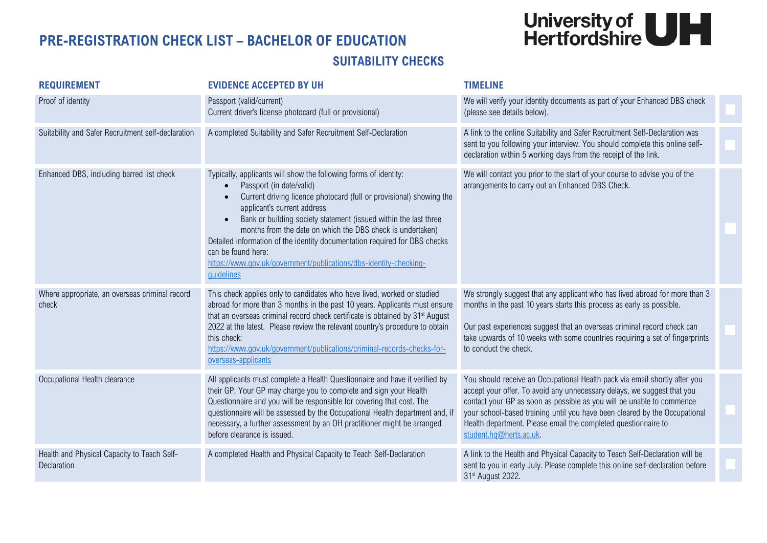# PRE-REGISTRATION CHECK LIST – BACHELOR OF EDUCATION

University of Hertfordshire UH

## SUITABILITY CHECKS

| REQUIREMENT | EVIDENCE ACCEPTED BY UH | TIMELINE | |
|---|---|---|---|
| Proof of identity | Passport (valid/current)<br>Current driver's license photocard (full or provisional) | We will verify your identity documents as part of your Enhanced DBS check (please see details below). | ☐ |
| Suitability and Safer Recruitment self-declaration | A completed Suitability and Safer Recruitment Self-Declaration | A link to the online Suitability and Safer Recruitment Self-Declaration was sent to you following your interview. You should complete this online self-declaration within 5 working days from the receipt of the link. | ☐ |
| Enhanced DBS, including barred list check | Typically, applicants will show the following forms of identity:<br>• Passport (in date/valid)<br>• Current driving licence photocard (full or provisional) showing the applicant's current address<br>• Bank or building society statement (issued within the last three months from the date on which the DBS check is undertaken)<br>Detailed information of the identity documentation required for DBS checks can be found here:<br>https://www.gov.uk/government/publications/dbs-identity-checking-guidelines | We will contact you prior to the start of your course to advise you of the arrangements to carry out an Enhanced DBS Check. | ☐ |
| Where appropriate, an overseas criminal record check | This check applies only to candidates who have lived, worked or studied abroad for more than 3 months in the past 10 years. Applicants must ensure that an overseas criminal record check certificate is obtained by 31st August 2022 at the latest. Please review the relevant country's procedure to obtain this check:<br>https://www.gov.uk/government/publications/criminal-records-checks-for-overseas-applicants | We strongly suggest that any applicant who has lived abroad for more than 3 months in the past 10 years starts this process as early as possible.<br><br>Our past experiences suggest that an overseas criminal record check can take upwards of 10 weeks with some countries requiring a set of fingerprints to conduct the check. | ☐ |
| Occupational Health clearance | All applicants must complete a Health Questionnaire and have it verified by their GP. Your GP may charge you to complete and sign your Health Questionnaire and you will be responsible for covering that cost. The questionnaire will be assessed by the Occupational Health department and, if necessary, a further assessment by an OH practitioner might be arranged before clearance is issued. | You should receive an Occupational Health pack via email shortly after you accept your offer. To avoid any unnecessary delays, we suggest that you contact your GP as soon as possible as you will be unable to commence your school-based training until you have been cleared by the Occupational Health department. Please email the completed questionnaire to student.hq@herts.ac.uk. | ☐ |
| Health and Physical Capacity to Teach Self-Declaration | A completed Health and Physical Capacity to Teach Self-Declaration | A link to the Health and Physical Capacity to Teach Self-Declaration will be sent to you in early July. Please complete this online self-declaration before 31st August 2022. | ☐ |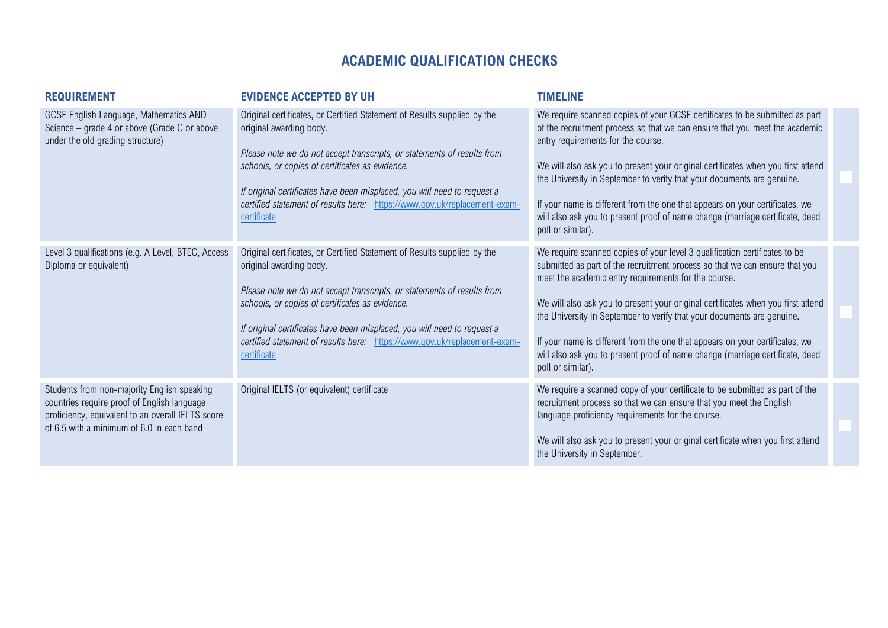# ACADEMIC QUALIFICATION CHECKS

| REQUIREMENT | EVIDENCE ACCEPTED BY UH | TIMELINE | |
|---|---|---|---|
| GCSE English Language, Mathematics AND Science – grade 4 or above (Grade C or above under the old grading structure) | Original certificates, or Certified Statement of Results supplied by the original awarding body.<br><br>*Please note we do not accept transcripts, or statements of results from schools, or copies of certificates as evidence.*<br><br>*If original certificates have been misplaced, you will need to request a certified statement of results here:* https://www.gov.uk/replacement-exam-certificate | We require scanned copies of your GCSE certificates to be submitted as part of the recruitment process so that we can ensure that you meet the academic entry requirements for the course.<br><br>We will also ask you to present your original certificates when you first attend the University in September to verify that your documents are genuine.<br><br>If your name is different from the one that appears on your certificates, we will also ask you to present proof of name change (marriage certificate, deed poll or similar). | ☐ |
| Level 3 qualifications (e.g. A Level, BTEC, Access Diploma or equivalent) | Original certificates, or Certified Statement of Results supplied by the original awarding body.<br><br>*Please note we do not accept transcripts, or statements of results from schools, or copies of certificates as evidence.*<br><br>*If original certificates have been misplaced, you will need to request a certified statement of results here:* https://www.gov.uk/replacement-exam-certificate | We require scanned copies of your level 3 qualification certificates to be submitted as part of the recruitment process so that we can ensure that you meet the academic entry requirements for the course.<br><br>We will also ask you to present your original certificates when you first attend the University in September to verify that your documents are genuine.<br><br>If your name is different from the one that appears on your certificates, we will also ask you to present proof of name change (marriage certificate, deed poll or similar). | ☐ |
| Students from non-majority English speaking countries require proof of English language proficiency, equivalent to an overall IELTS score of 6.5 with a minimum of 6.0 in each band | Original IELTS (or equivalent) certificate | We require a scanned copy of your certificate to be submitted as part of the recruitment process so that we can ensure that you meet the English language proficiency requirements for the course.<br><br>We will also ask you to present your original certificate when you first attend the University in September. | ☐ |